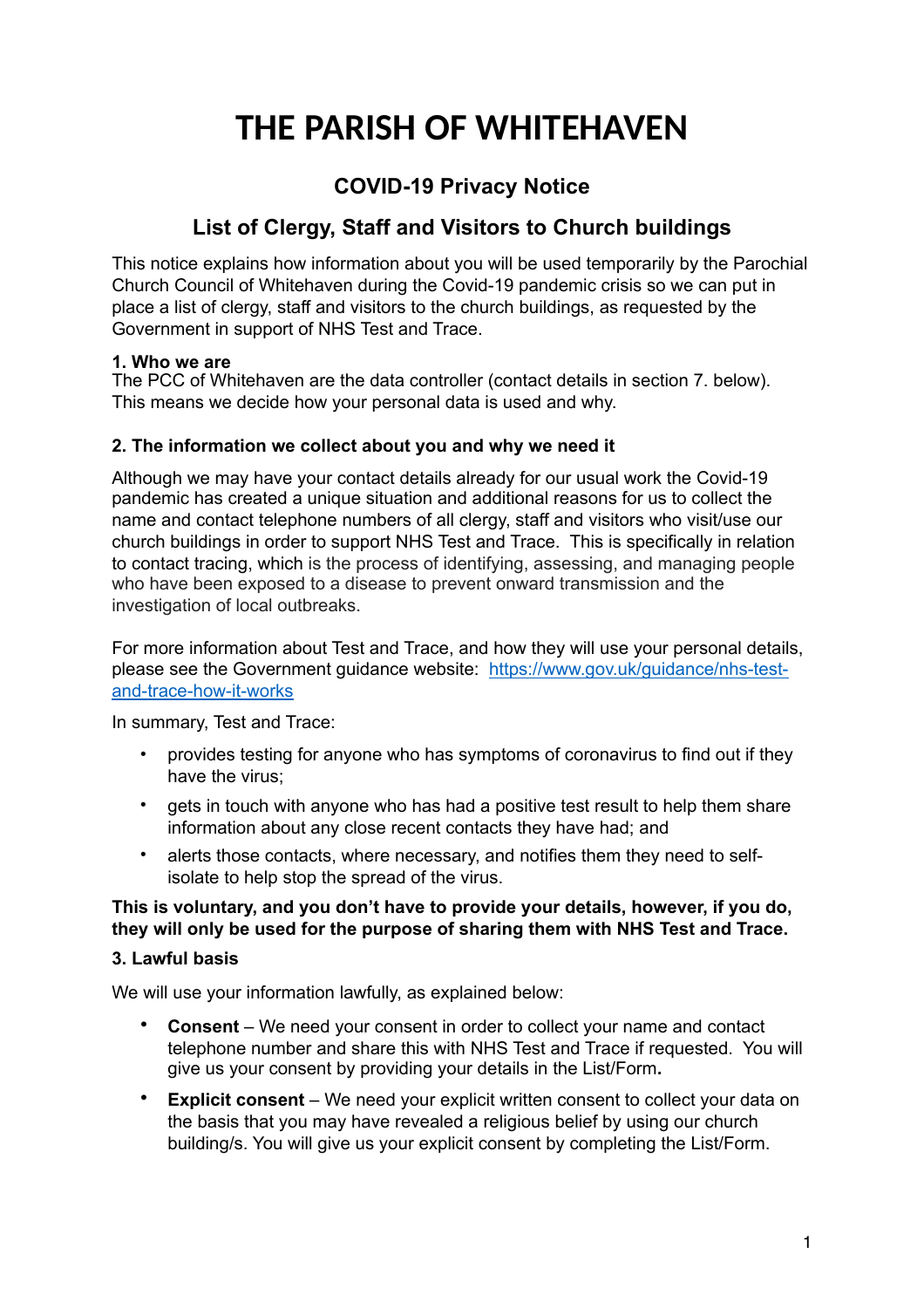# THE PARISH OF WHITEHAVEN

## COVID-19 Privacy Notice

## List of Clergy, Staff and Visitors to Church buildings

This notice explains how information about you will be used temporarily by the Parochial Church Council of Whitehaven during the Covid-19 pandemic crisis so we can put in place a list of clergy, staff and visitors to the church buildings, as requested by the Government in support of NHS Test and Trace.

**1. Who we are**
The PCC of Whitehaven are the data controller (contact details in section 7. below). This means we decide how your personal data is used and why.

**2. The information we collect about you and why we need it**

Although we may have your contact details already for our usual work the Covid-19 pandemic has created a unique situation and additional reasons for us to collect the name and contact telephone numbers of all clergy, staff and visitors who visit/use our church buildings in order to support NHS Test and Trace. This is specifically in relation to contact tracing, which is the process of identifying, assessing, and managing people who have been exposed to a disease to prevent onward transmission and the investigation of local outbreaks.

For more information about Test and Trace, and how they will use your personal details, please see the Government guidance website: [https://www.gov.uk/guidance/nhs-test-and-trace-how-it-works](https://www.gov.uk/guidance/nhs-test-and-trace-how-it-works)

In summary, Test and Trace:

- provides testing for anyone who has symptoms of coronavirus to find out if they have the virus;
- gets in touch with anyone who has had a positive test result to help them share information about any close recent contacts they have had; and
- alerts those contacts, where necessary, and notifies them they need to self-isolate to help stop the spread of the virus.

**This is voluntary, and you don't have to provide your details, however, if you do, they will only be used for the purpose of sharing them with NHS Test and Trace.**

**3. Lawful basis**

We will use your information lawfully, as explained below:

- **Consent** – We need your consent in order to collect your name and contact telephone number and share this with NHS Test and Trace if requested. You will give us your consent by providing your details in the List/Form**.**
- **Explicit consent** – We need your explicit written consent to collect your data on the basis that you may have revealed a religious belief by using our church building/s. You will give us your explicit consent by completing the List/Form.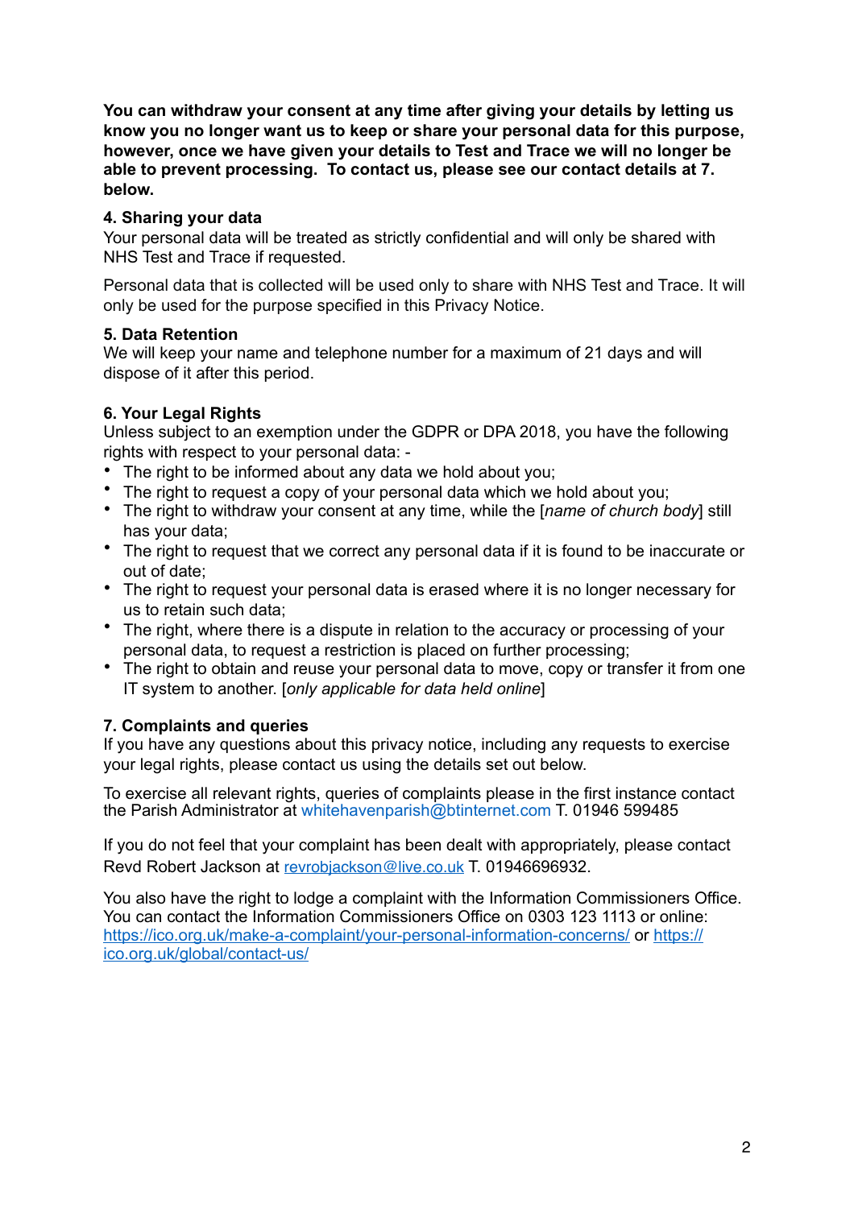**You can withdraw your consent at any time after giving your details by letting us know you no longer want us to keep or share your personal data for this purpose, however, once we have given your details to Test and Trace we will no longer be able to prevent processing. To contact us, please see our contact details at 7. below.**

**4. Sharing your data**

Your personal data will be treated as strictly confidential and will only be shared with NHS Test and Trace if requested.

Personal data that is collected will be used only to share with NHS Test and Trace. It will only be used for the purpose specified in this Privacy Notice.

**5. Data Retention**

We will keep your name and telephone number for a maximum of 21 days and will dispose of it after this period.

**6. Your Legal Rights**

Unless subject to an exemption under the GDPR or DPA 2018, you have the following rights with respect to your personal data: -

- The right to be informed about any data we hold about you;
- The right to request a copy of your personal data which we hold about you;
- The right to withdraw your consent at any time, while the [*name of church body*] still has your data;
- The right to request that we correct any personal data if it is found to be inaccurate or out of date;
- The right to request your personal data is erased where it is no longer necessary for us to retain such data;
- The right, where there is a dispute in relation to the accuracy or processing of your personal data, to request a restriction is placed on further processing;
- The right to obtain and reuse your personal data to move, copy or transfer it from one IT system to another. [*only applicable for data held online*]

**7. Complaints and queries**

If you have any questions about this privacy notice, including any requests to exercise your legal rights, please contact us using the details set out below.

To exercise all relevant rights, queries of complaints please in the first instance contact the Parish Administrator at whitehavenparish@btinternet.com T. 01946 599485

If you do not feel that your complaint has been dealt with appropriately, please contact Revd Robert Jackson at revrobjackson@live.co.uk T. 01946696932.

You also have the right to lodge a complaint with the Information Commissioners Office. You can contact the Information Commissioners Office on 0303 123 1113 or online: https://ico.org.uk/make-a-complaint/your-personal-information-concerns/ or https://ico.org.uk/global/contact-us/